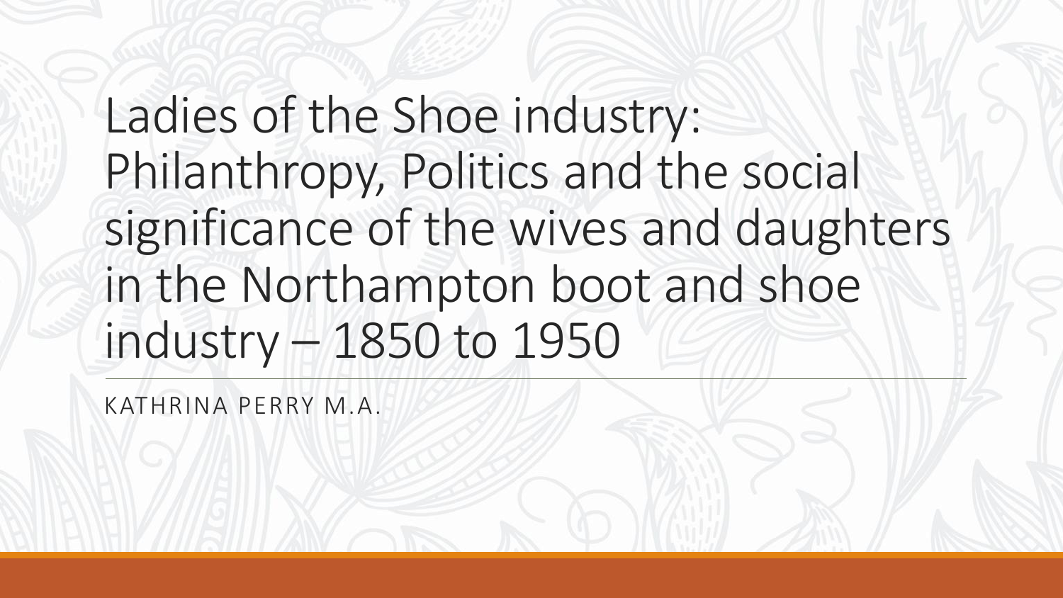# Ladies of the Shoe industry: Philanthropy, Politics and the social significance of the wives and daughters in the Northampton boot and shoe industry – 1850 to 1950

KATHRINA PERRY M.A.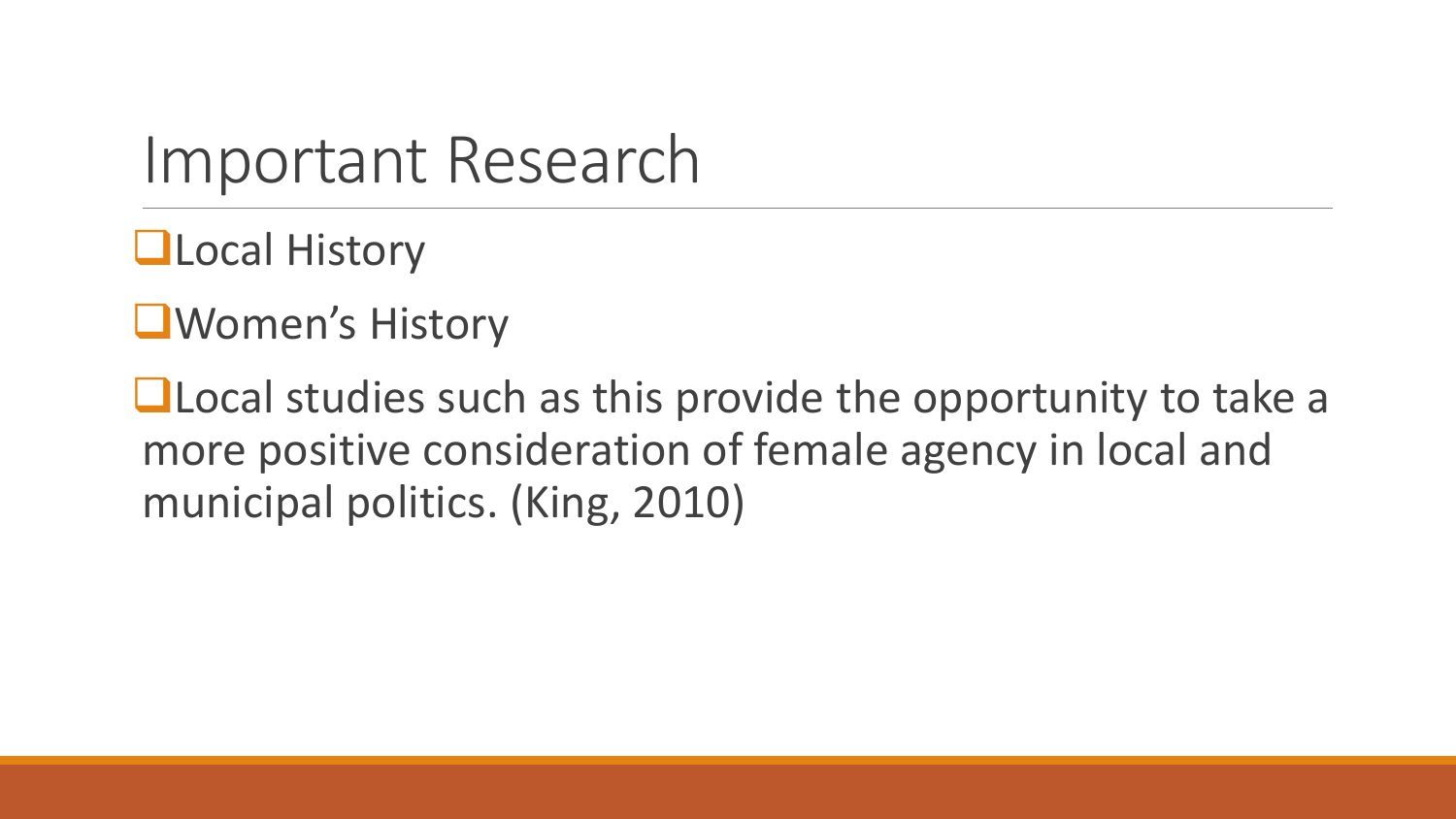# Important Research

- Local History
- Women's History
- Local studies such as this provide the opportunity to take a more positive consideration of female agency in local and municipal politics. (King, 2010)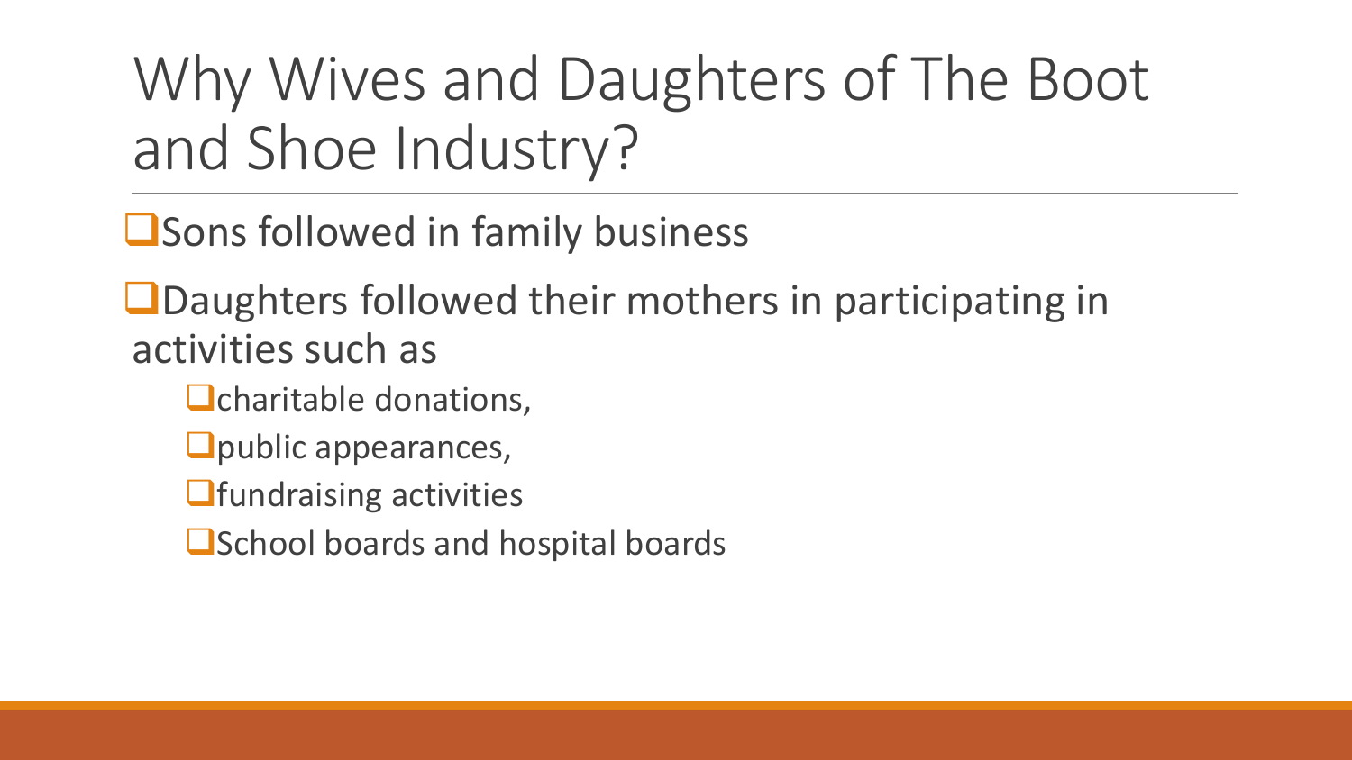# Why Wives and Daughters of The Boot and Shoe Industry?

- Sons followed in family business
- Daughters followed their mothers in participating in activities such as
  - charitable donations,
  - public appearances,
  - fundraising activities
  - School boards and hospital boards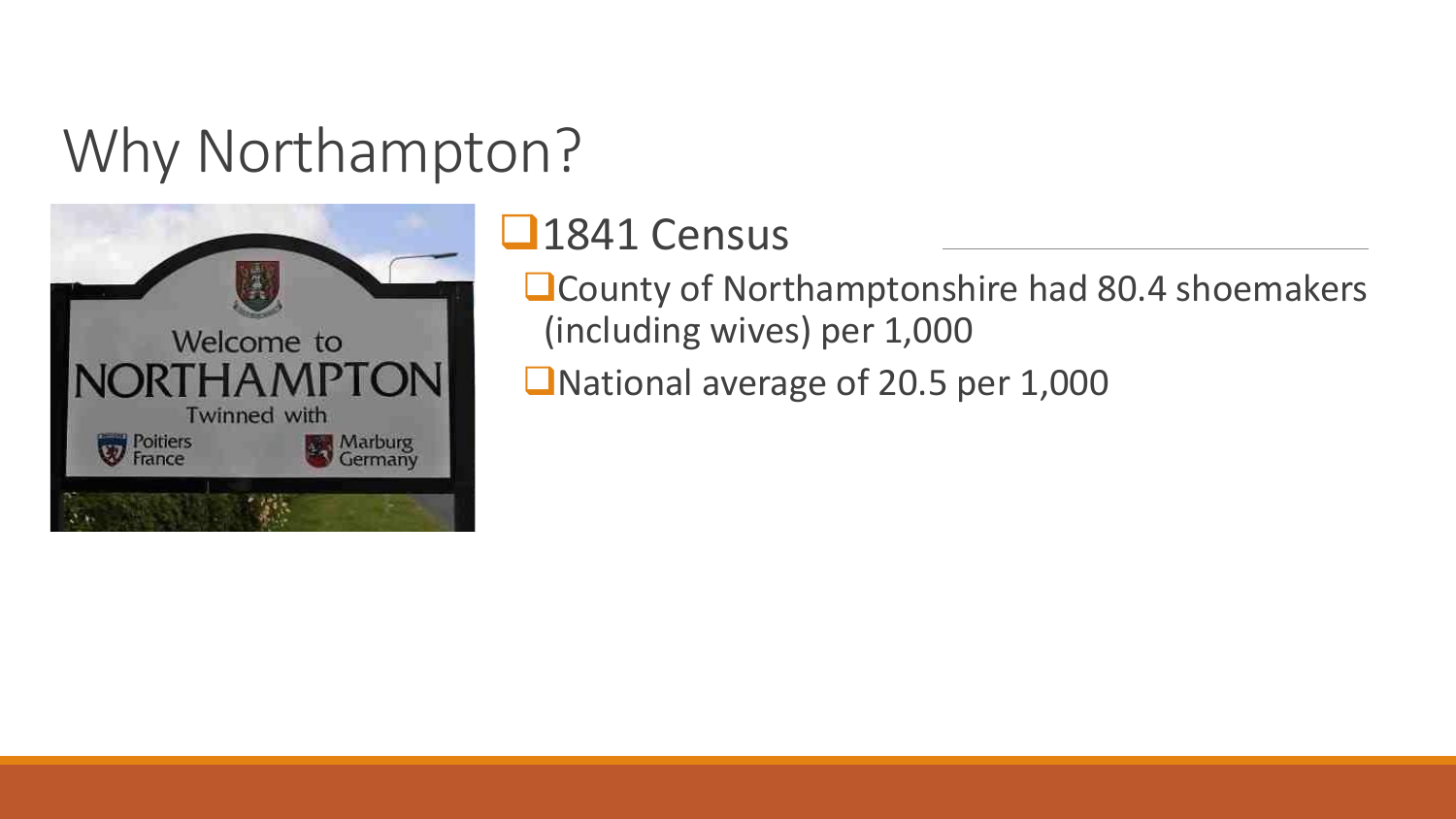# Why Northampton?

- 1841 Census
  - County of Northamptonshire had 80.4 shoemakers (including wives) per 1,000
  - National average of 20.5 per 1,000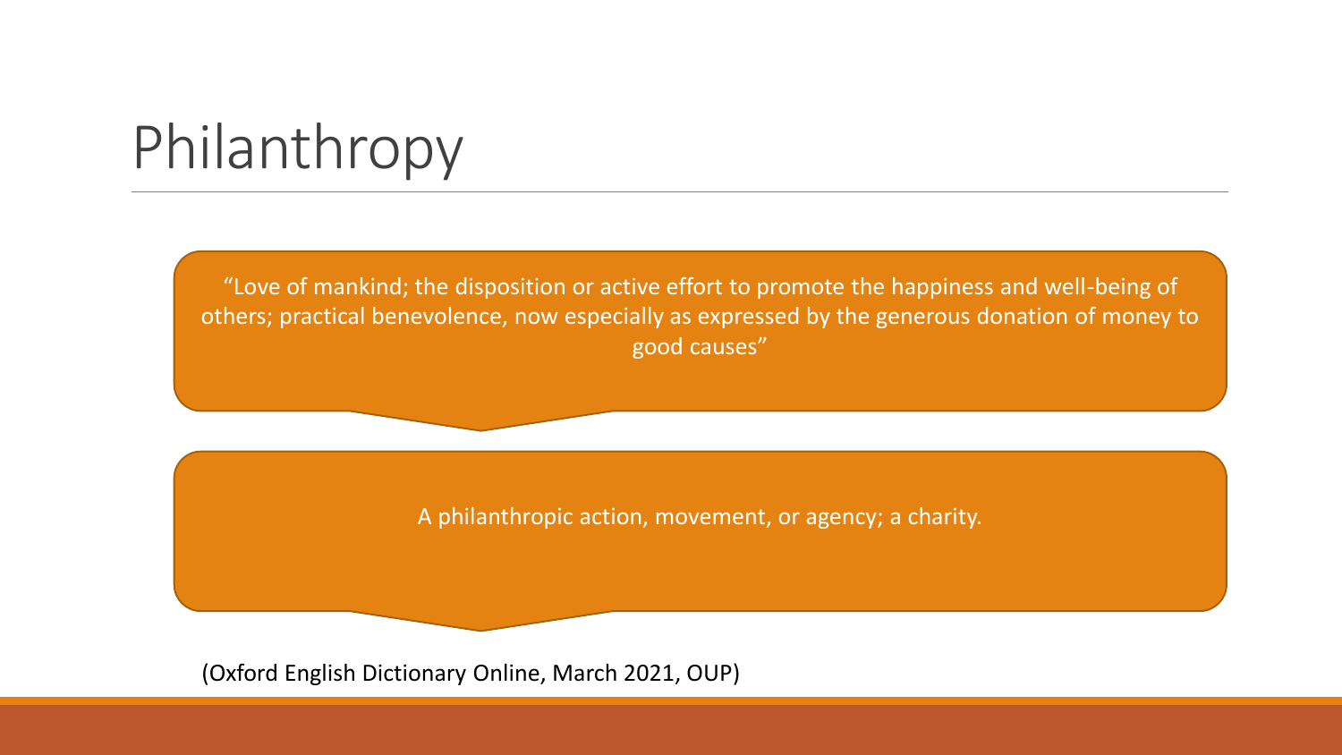# Philanthropy

"Love of mankind; the disposition or active effort to promote the happiness and well-being of others; practical benevolence, now especially as expressed by the generous donation of money to good causes"

A philanthropic action, movement, or agency; a charity.

(Oxford English Dictionary Online, March 2021, OUP)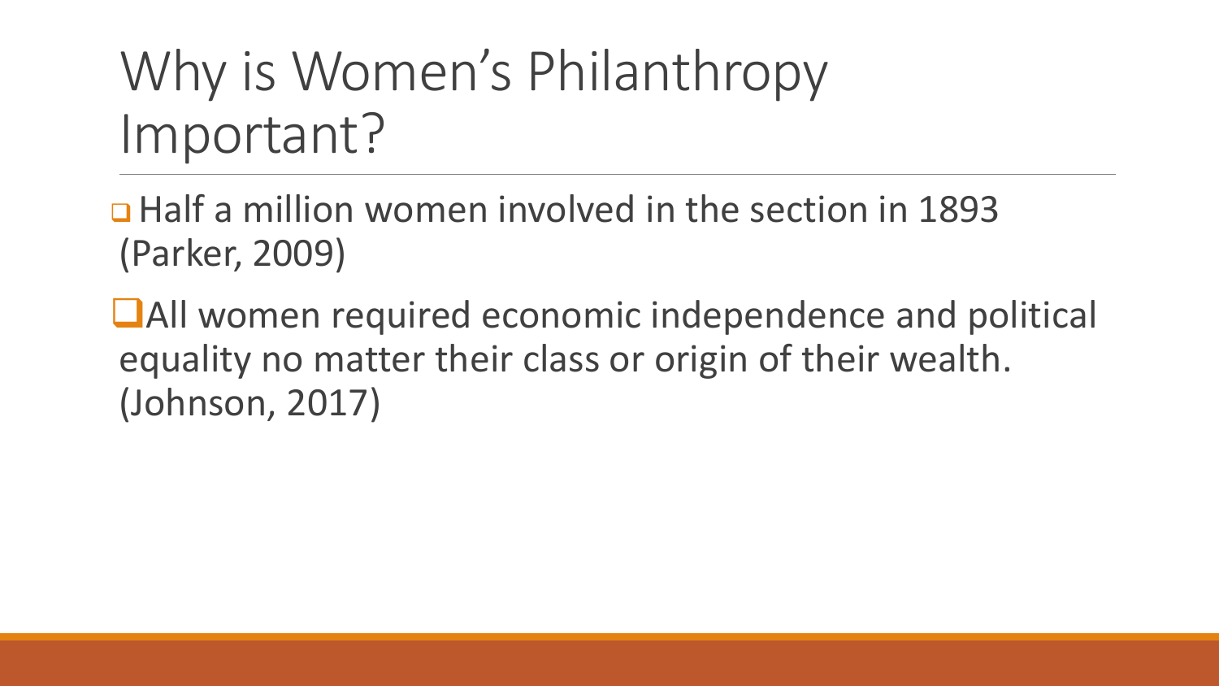# Why is Women's Philanthropy Important?

- Half a million women involved in the section in 1893 (Parker, 2009)
- All women required economic independence and political equality no matter their class or origin of their wealth. (Johnson, 2017)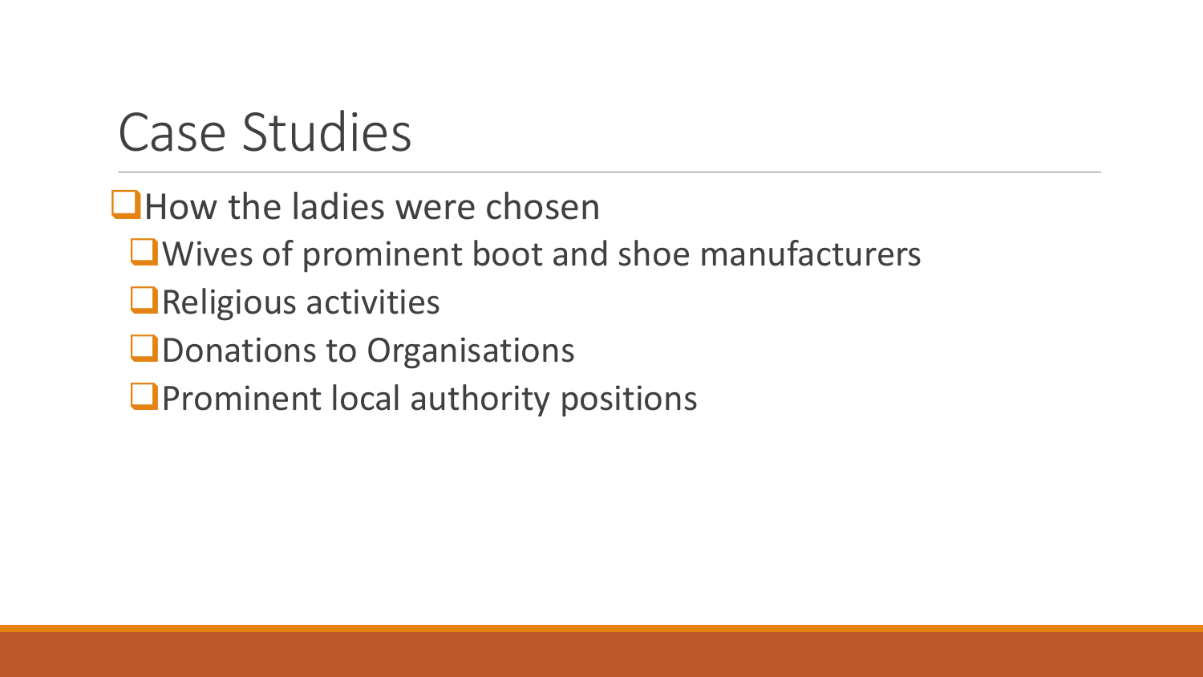# Case Studies

- How the ladies were chosen
  - Wives of prominent boot and shoe manufacturers
  - Religious activities
  - Donations to Organisations
  - Prominent local authority positions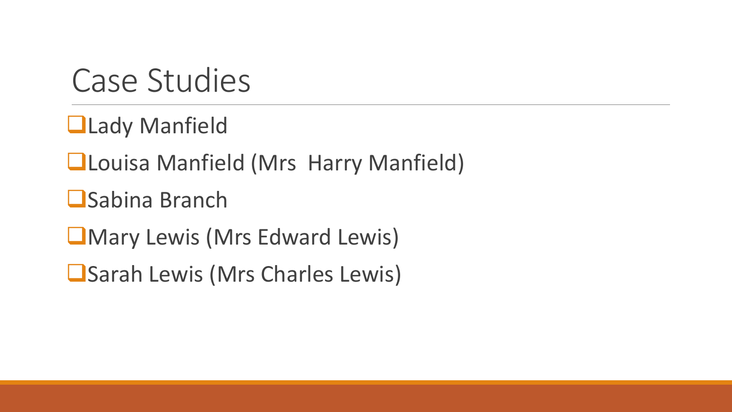# Case Studies

- Lady Manfield
- Louisa Manfield (Mrs  Harry Manfield)
- Sabina Branch
- Mary Lewis (Mrs Edward Lewis)
- Sarah Lewis (Mrs Charles Lewis)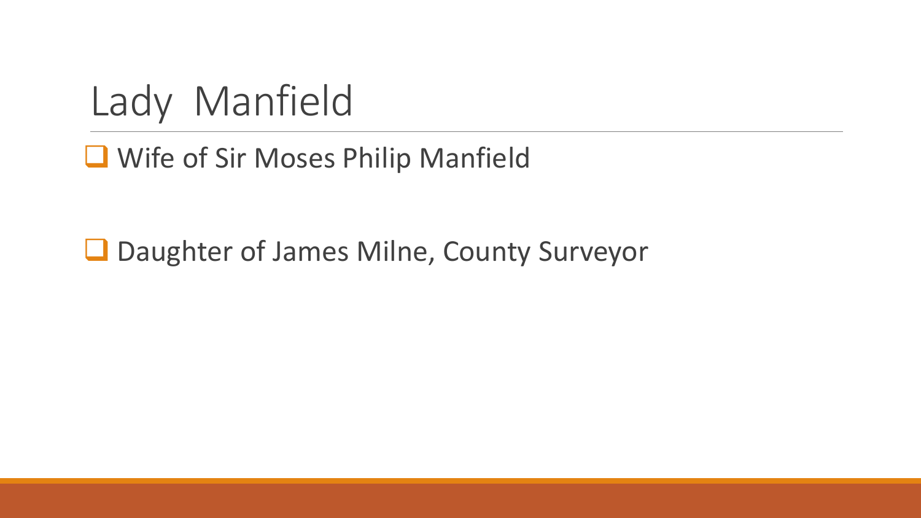# Lady Manfield

- Wife of Sir Moses Philip Manfield

- Daughter of James Milne, County Surveyor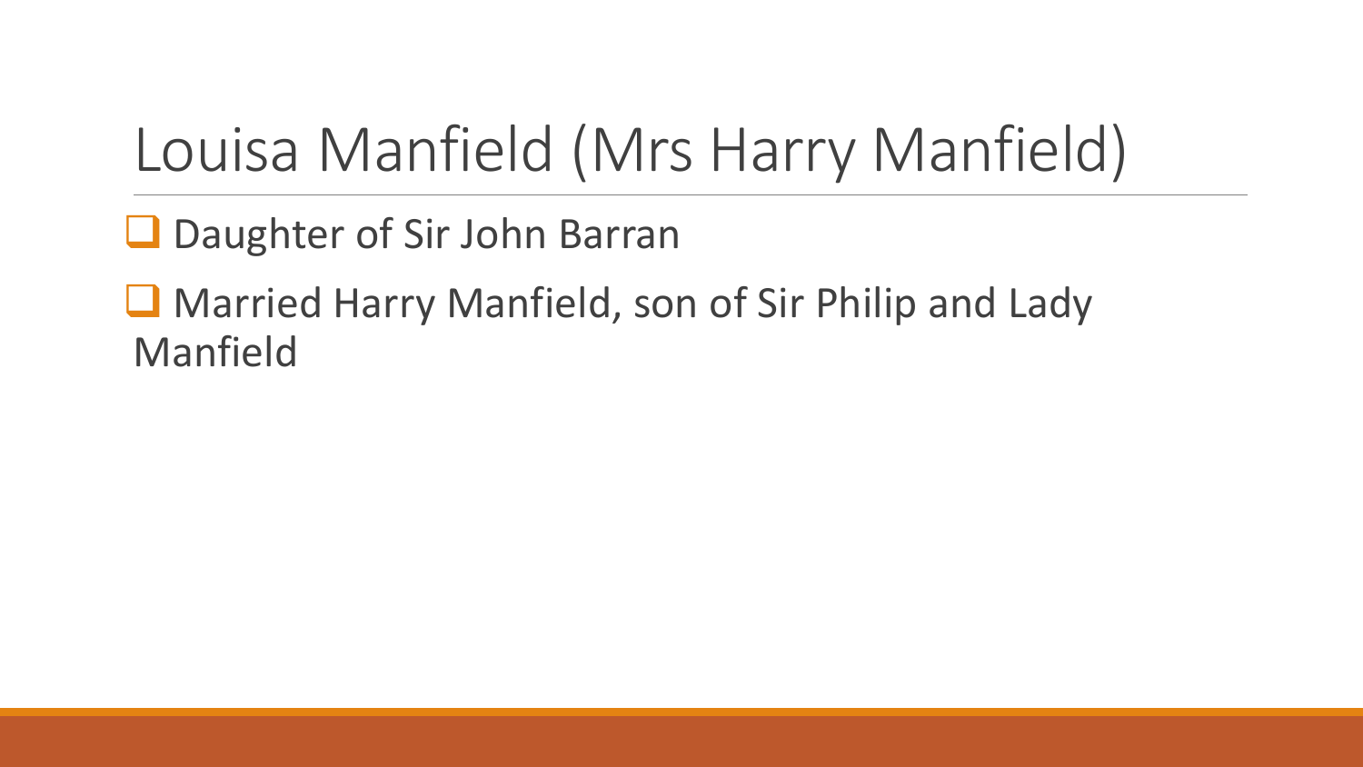# Louisa Manfield (Mrs Harry Manfield)

- Daughter of Sir John Barran
- Married Harry Manfield, son of Sir Philip and Lady Manfield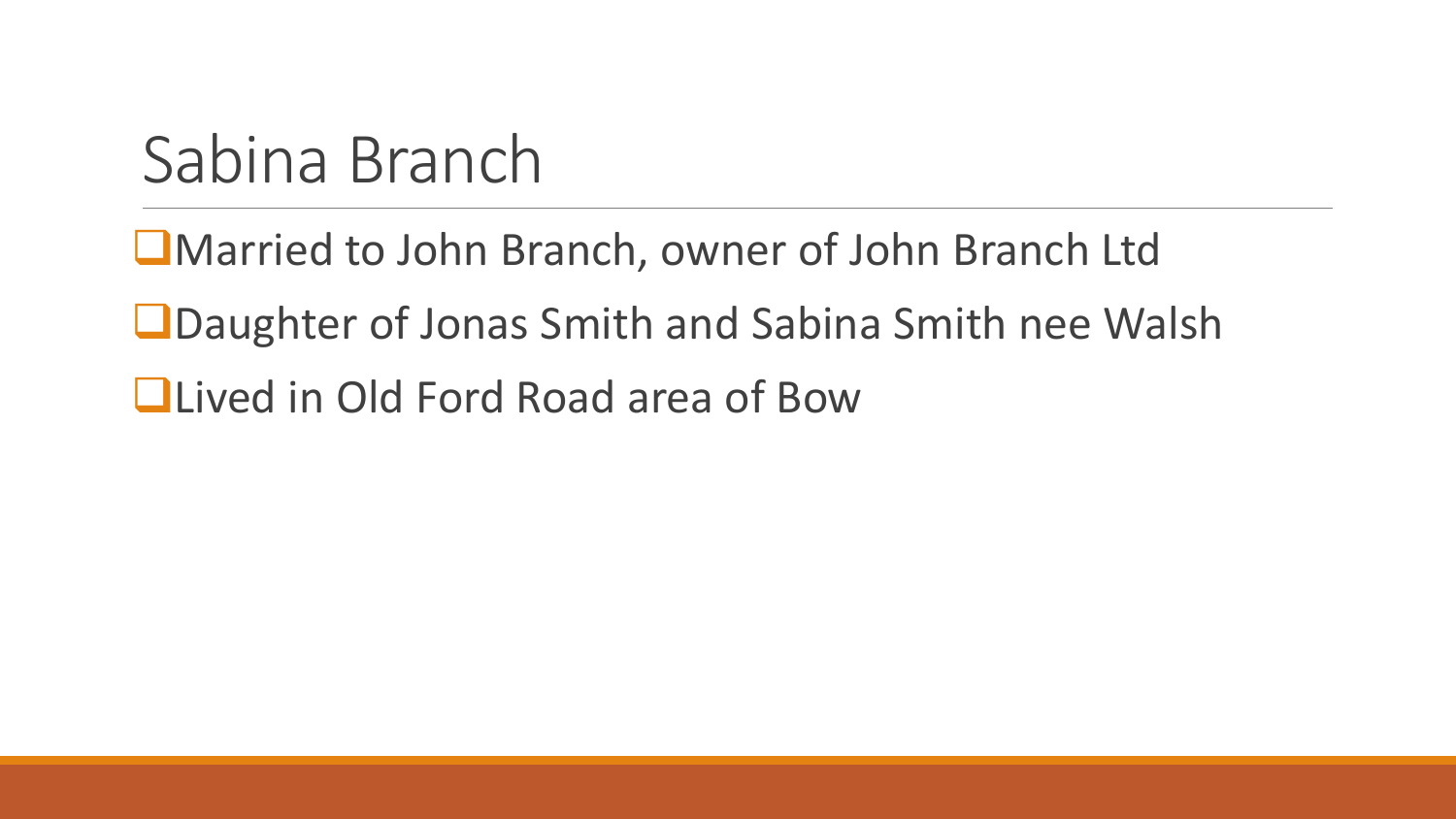# Sabina Branch

- Married to John Branch, owner of John Branch Ltd
- Daughter of Jonas Smith and Sabina Smith nee Walsh
- Lived in Old Ford Road area of Bow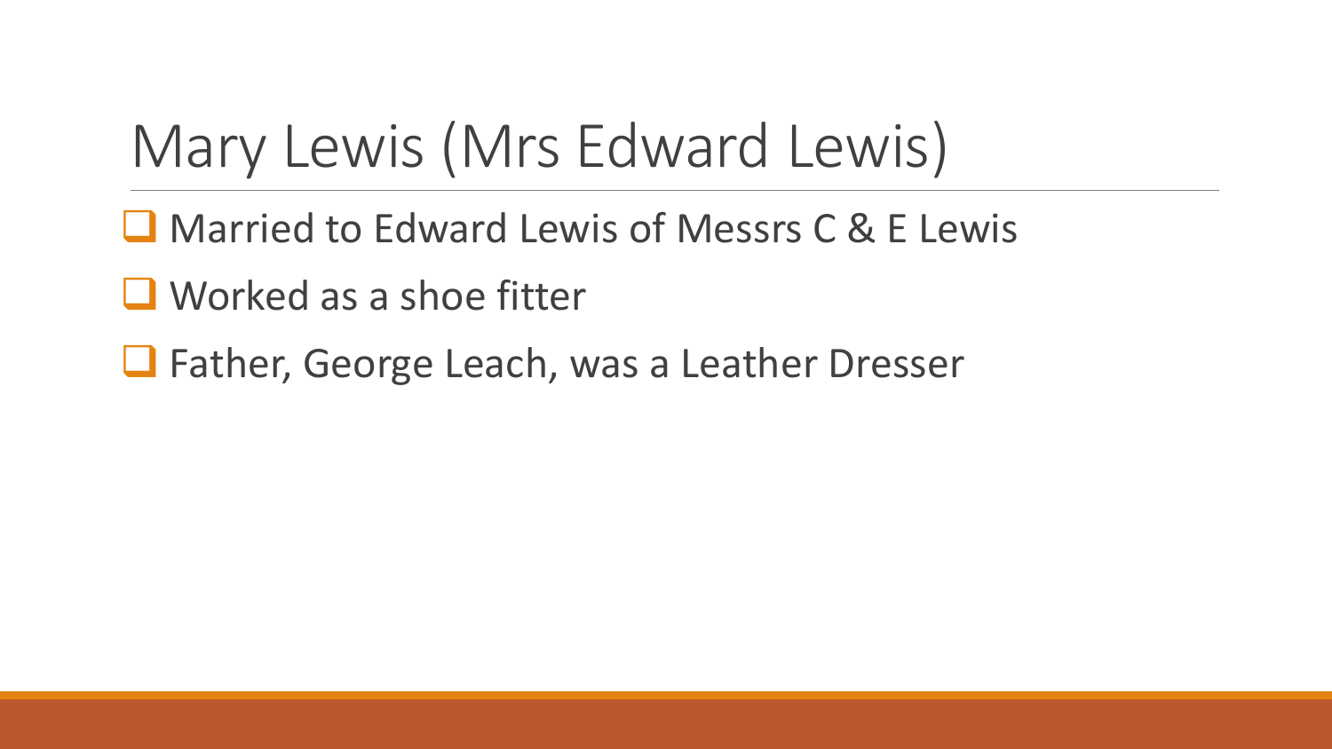# Mary Lewis (Mrs Edward Lewis)

- Married to Edward Lewis of Messrs C & E Lewis
- Worked as a shoe fitter
- Father, George Leach, was a Leather Dresser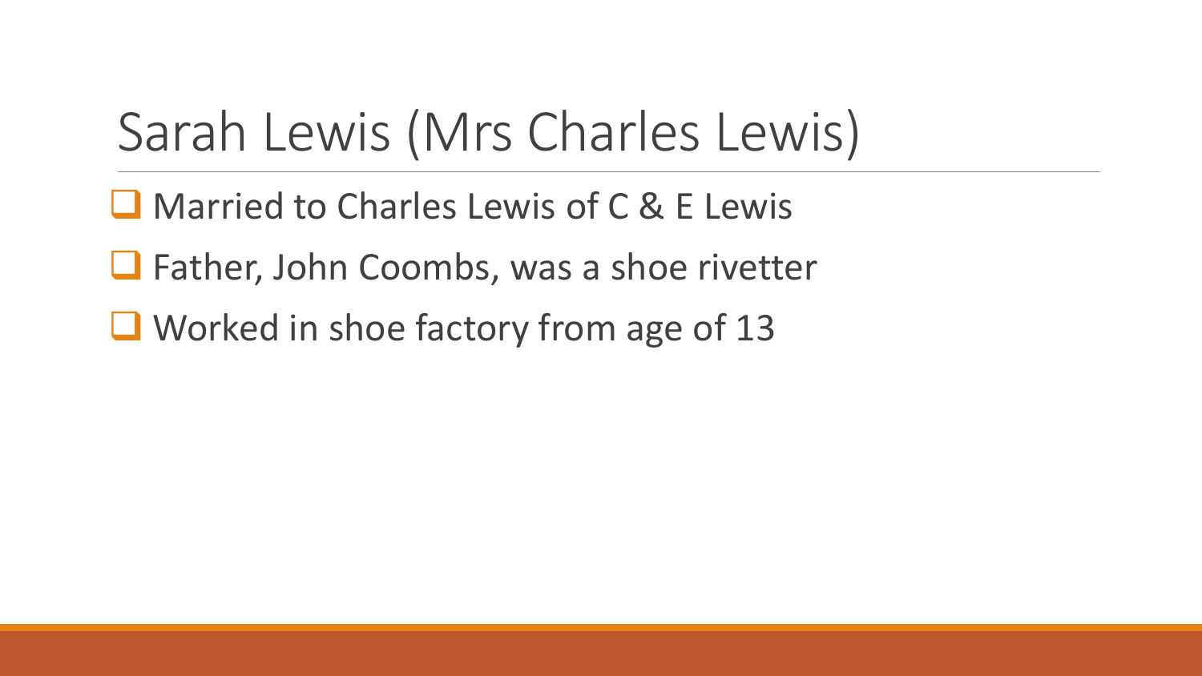# Sarah Lewis (Mrs Charles Lewis)

- Married to Charles Lewis of C & E Lewis
- Father, John Coombs, was a shoe rivetter
- Worked in shoe factory from age of 13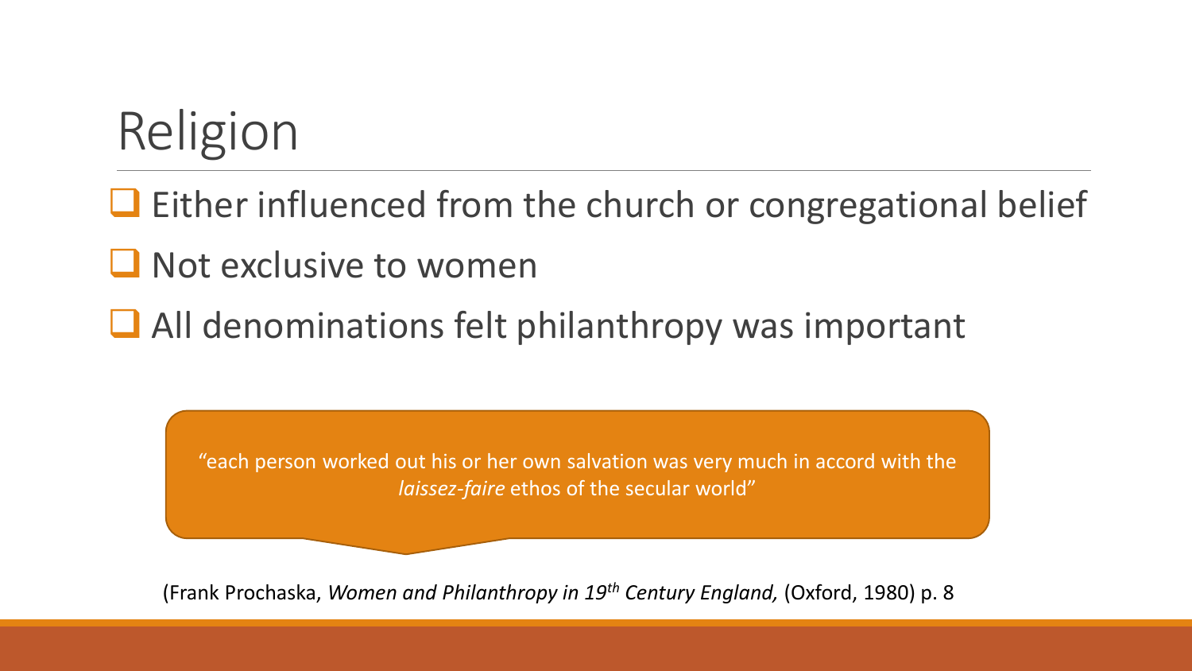# Religion

- Either influenced from the church or congregational belief
- Not exclusive to women
- All denominations felt philanthropy was important

"each person worked out his or her own salvation was very much in accord with the *laissez-faire* ethos of the secular world"

(Frank Prochaska, *Women and Philanthropy in 19th Century England,* (Oxford, 1980) p. 8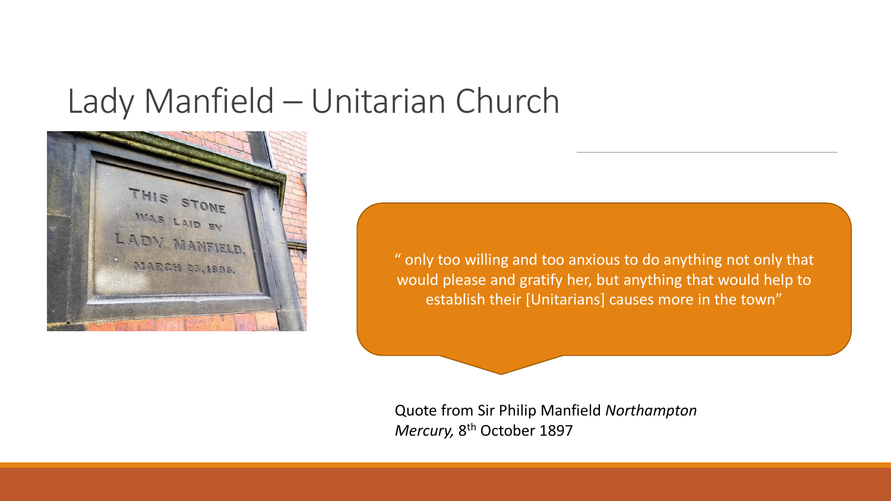# Lady Manfield – Unitarian Church

THIS STONE WAS LAID BY LADY MANFIELD, MARCH 25, 1896.

" only too willing and too anxious to do anything not only that would please and gratify her, but anything that would help to establish their [Unitarians] causes more in the town"

Quote from Sir Philip Manfield *Northampton Mercury,* 8th October 1897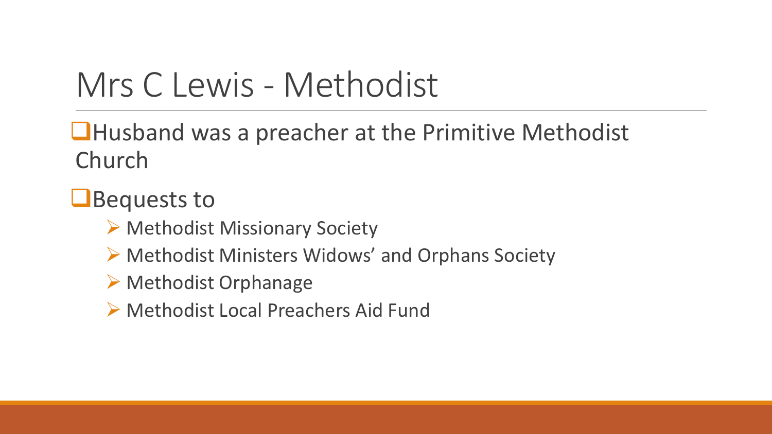# Mrs C Lewis - Methodist

- Husband was a preacher at the Primitive Methodist Church
- Bequests to
  - Methodist Missionary Society
  - Methodist Ministers Widows' and Orphans Society
  - Methodist Orphanage
  - Methodist Local Preachers Aid Fund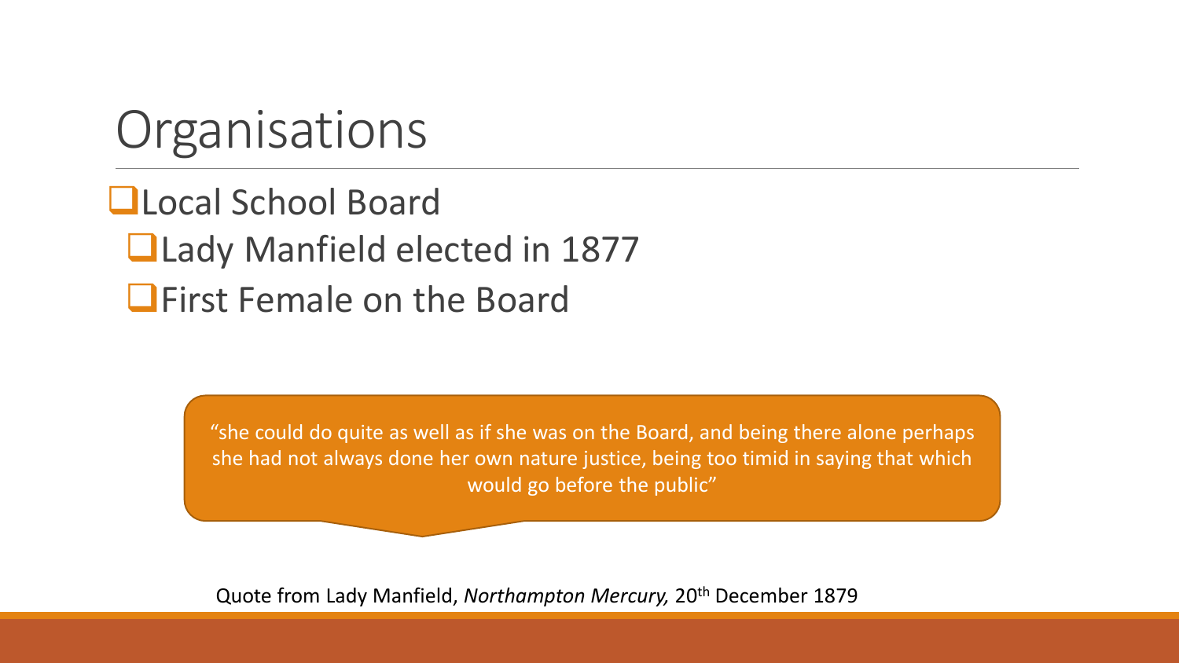# Organisations

- Local School Board
  - Lady Manfield elected in 1877
  - First Female on the Board

"she could do quite as well as if she was on the Board, and being there alone perhaps she had not always done her own nature justice, being too timid in saying that which would go before the public"

Quote from Lady Manfield, *Northampton Mercury,* 20th December 1879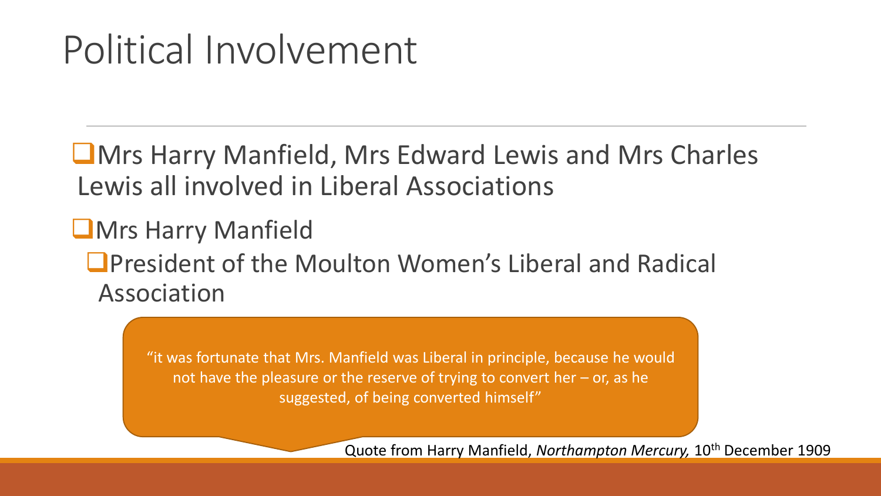# Political Involvement

- Mrs Harry Manfield, Mrs Edward Lewis and Mrs Charles Lewis all involved in Liberal Associations
- Mrs Harry Manfield
  - President of the Moulton Women's Liberal and Radical Association

> "it was fortunate that Mrs. Manfield was Liberal in principle, because he would not have the pleasure or the reserve of trying to convert her – or, as he suggested, of being converted himself"

Quote from Harry Manfield, *Northampton Mercury,* 10th December 1909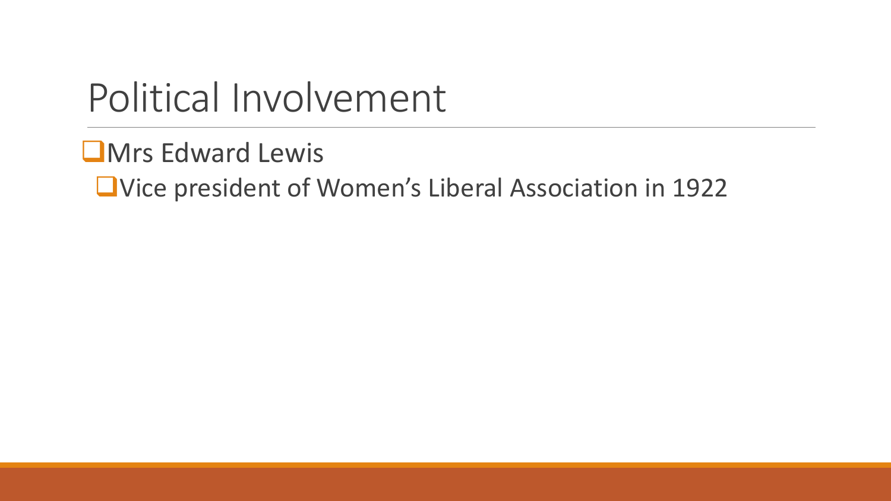# Political Involvement

- Mrs Edward Lewis
  - Vice president of Women's Liberal Association in 1922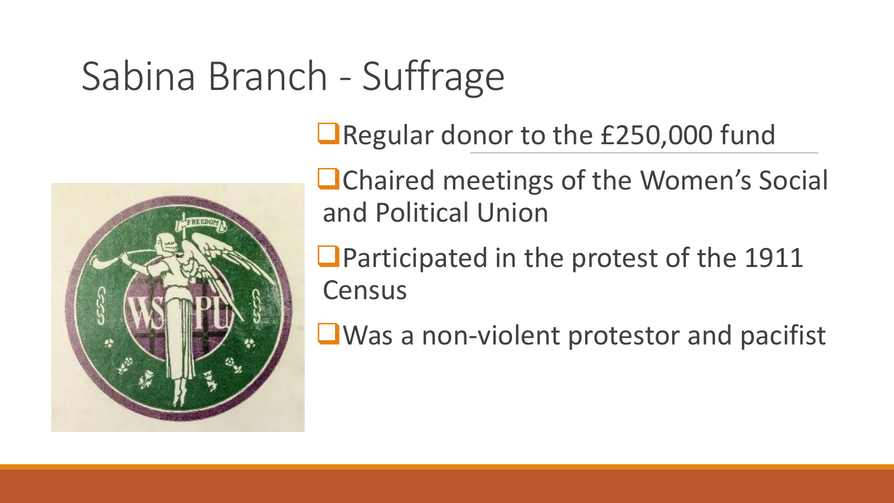# Sabina Branch - Suffrage

- Regular donor to the £250,000 fund
- Chaired meetings of the Women's Social and Political Union
- Participated in the protest of the 1911 Census
- Was a non-violent protestor and pacifist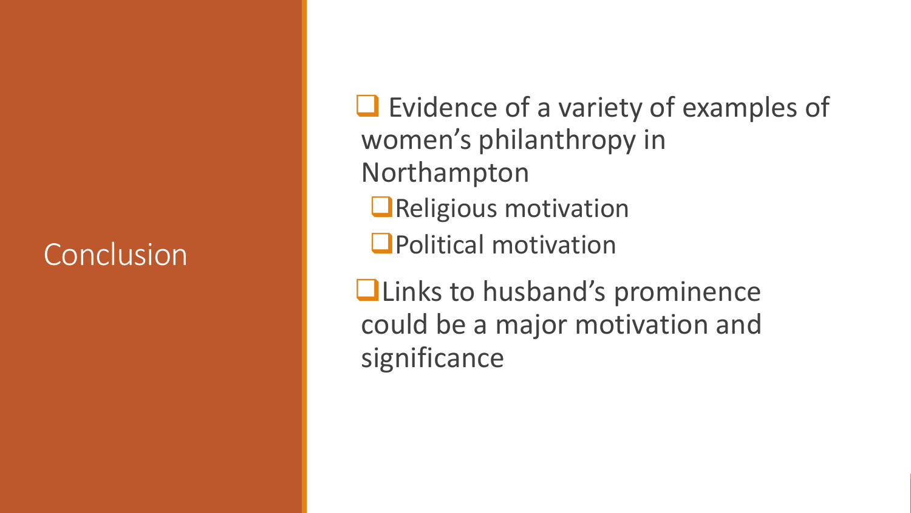# Conclusion

- Evidence of a variety of examples of women's philanthropy in Northampton
  - Religious motivation
  - Political motivation
- Links to husband's prominence could be a major motivation and significance